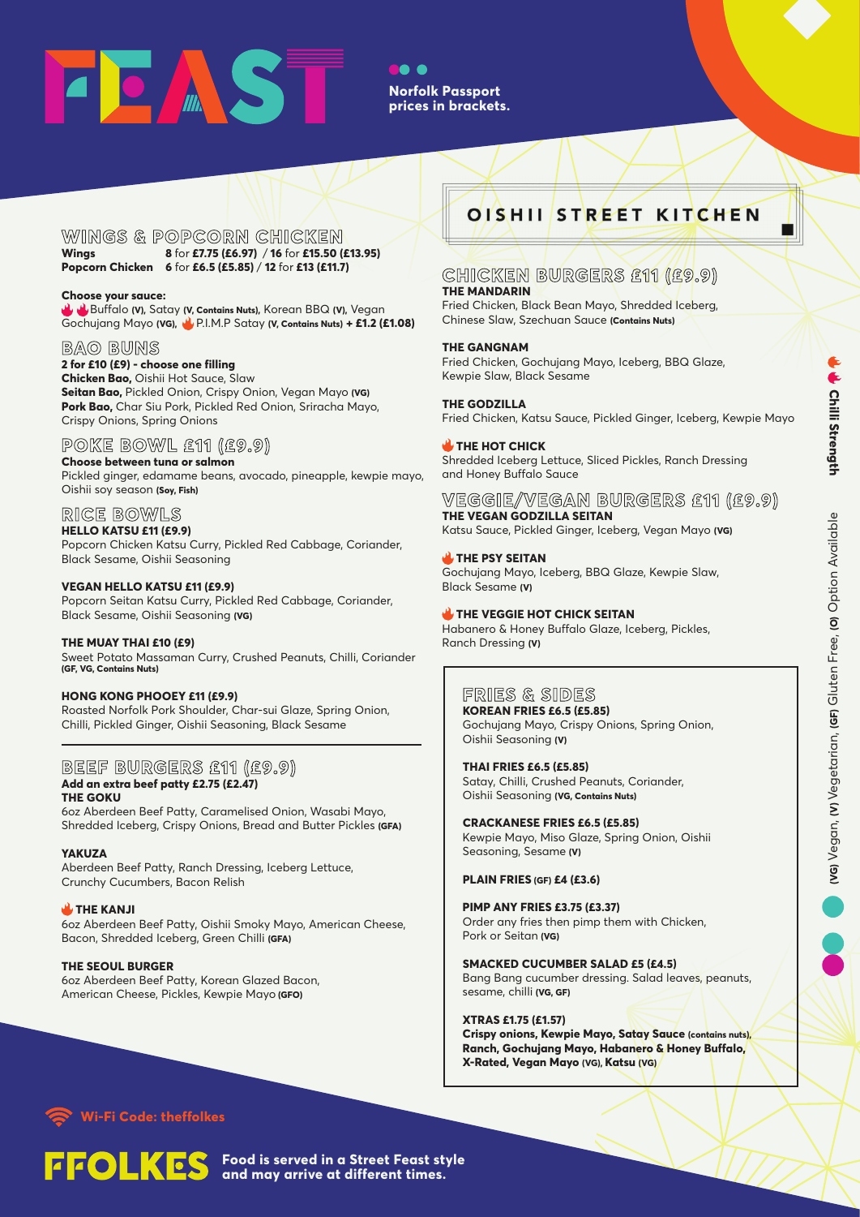# FEAST

Norfolk Passport prices in brackets.

## WINGS & POPCORN CHICKEN

**Wings** 8 for **£7.75 (£6.97)** / 16 for **£15.50 (£13.95)**
**Popcorn Chicken** 6 for **£6.5 (£5.85)** / 12 for **£13 (£11.7)**

**Choose your sauce:**
Buffalo **(V)**, Satay **(V, Contains Nuts)**, Korean BBQ **(V)**, Vegan Gochujang Mayo **(VG)**, P.I.M.P Satay **(V, Contains Nuts) + £1.2 (£1.08)**

## BAO BUNS

**2 for £10 (£9) - choose one filling**
**Chicken Bao,** Oishii Hot Sauce, Slaw
**Seitan Bao,** Pickled Onion, Crispy Onion, Vegan Mayo **(VG)**
**Pork Bao,** Char Siu Pork, Pickled Red Onion, Sriracha Mayo, Crispy Onions, Spring Onions

## POKE BOWL £11 (£9.9)

**Choose between tuna or salmon**
Pickled ginger, edamame beans, avocado, pineapple, kewpie mayo, Oishii soy season **(Soy, Fish)**

## RICE BOWLS

**HELLO KATSU £11 (£9.9)**
Popcorn Chicken Katsu Curry, Pickled Red Cabbage, Coriander, Black Sesame, Oishii Seasoning

**VEGAN HELLO KATSU £11 (£9.9)**
Popcorn Seitan Katsu Curry, Pickled Red Cabbage, Coriander, Black Sesame, Oishii Seasoning **(VG)**

**THE MUAY THAI £10 (£9)**
Sweet Potato Massaman Curry, Crushed Peanuts, Chilli, Coriander **(GF, VG, Contains Nuts)**

**HONG KONG PHOOEY £11 (£9.9)**
Roasted Norfolk Pork Shoulder, Char-sui Glaze, Spring Onion, Chilli, Pickled Ginger, Oishii Seasoning, Black Sesame

## BEEF BURGERS £11 (£9.9)

**Add an extra beef patty £2.75 (£2.47)**

**THE GOKU**
6oz Aberdeen Beef Patty, Caramelised Onion, Wasabi Mayo, Shredded Iceberg, Crispy Onions, Bread and Butter Pickles **(GFA)**

**YAKUZA**
Aberdeen Beef Patty, Ranch Dressing, Iceberg Lettuce, Crunchy Cucumbers, Bacon Relish

**THE KANJI**
6oz Aberdeen Beef Patty, Oishii Smoky Mayo, American Cheese, Bacon, Shredded Iceberg, Green Chilli **(GFA)**

**THE SEOUL BURGER**
6oz Aberdeen Beef Patty, Korean Glazed Bacon, American Cheese, Pickles, Kewpie Mayo **(GFO)**

# OISHII STREET KITCHEN

## CHICKEN BURGERS £11 (£9.9)

**THE MANDARIN**
Fried Chicken, Black Bean Mayo, Shredded Iceberg, Chinese Slaw, Szechuan Sauce **(Contains Nuts)**

**THE GANGNAM**
Fried Chicken, Gochujang Mayo, Iceberg, BBQ Glaze, Kewpie Slaw, Black Sesame

**THE GODZILLA**
Fried Chicken, Katsu Sauce, Pickled Ginger, Iceberg, Kewpie Mayo

**THE HOT CHICK**
Shredded Iceberg Lettuce, Sliced Pickles, Ranch Dressing and Honey Buffalo Sauce

## VEGGIE/VEGAN BURGERS £11 (£9.9)

**THE VEGAN GODZILLA SEITAN**
Katsu Sauce, Pickled Ginger, Iceberg, Vegan Mayo **(VG)**

**THE PSY SEITAN**
Gochujang Mayo, Iceberg, BBQ Glaze, Kewpie Slaw, Black Sesame **(V)**

**THE VEGGIE HOT CHICK SEITAN**
Habanero & Honey Buffalo Glaze, Iceberg, Pickles, Ranch Dressing **(V)**

## FRIES & SIDES

**KOREAN FRIES £6.5 (£5.85)**
Gochujang Mayo, Crispy Onions, Spring Onion, Oishii Seasoning **(V)**

**THAI FRIES £6.5 (£5.85)**
Satay, Chilli, Crushed Peanuts, Coriander, Oishii Seasoning **(VG, Contains Nuts)**

**CRACKANESE FRIES £6.5 (£5.85)**
Kewpie Mayo, Miso Glaze, Spring Onion, Oishii Seasoning, Sesame **(V)**

**PLAIN FRIES (GF) £4 (£3.6)**

**PIMP ANY FRIES £3.75 (£3.37)**
Order any fries then pimp them with Chicken, Pork or Seitan **(VG)**

**SMACKED CUCUMBER SALAD £5 (£4.5)**
Bang Bang cucumber dressing. Salad leaves, peanuts, sesame, chilli **(VG, GF)**

**XTRAS £1.75 (£1.57)**
**Crispy onions, Kewpie Mayo, Satay Sauce (contains nuts), Ranch, Gochujang Mayo, Habanero & Honey Buffalo, X-Rated, Vegan Mayo (VG), Katsu (VG)**

Chilli Strength

**(VG)** Vegan, **(V)** Vegetarian, **(GF)** Gluten Free, **(O)** Option Available

Wi-Fi Code: theffolkes

FFOLKES — Food is served in a Street Feast style and may arrive at different times.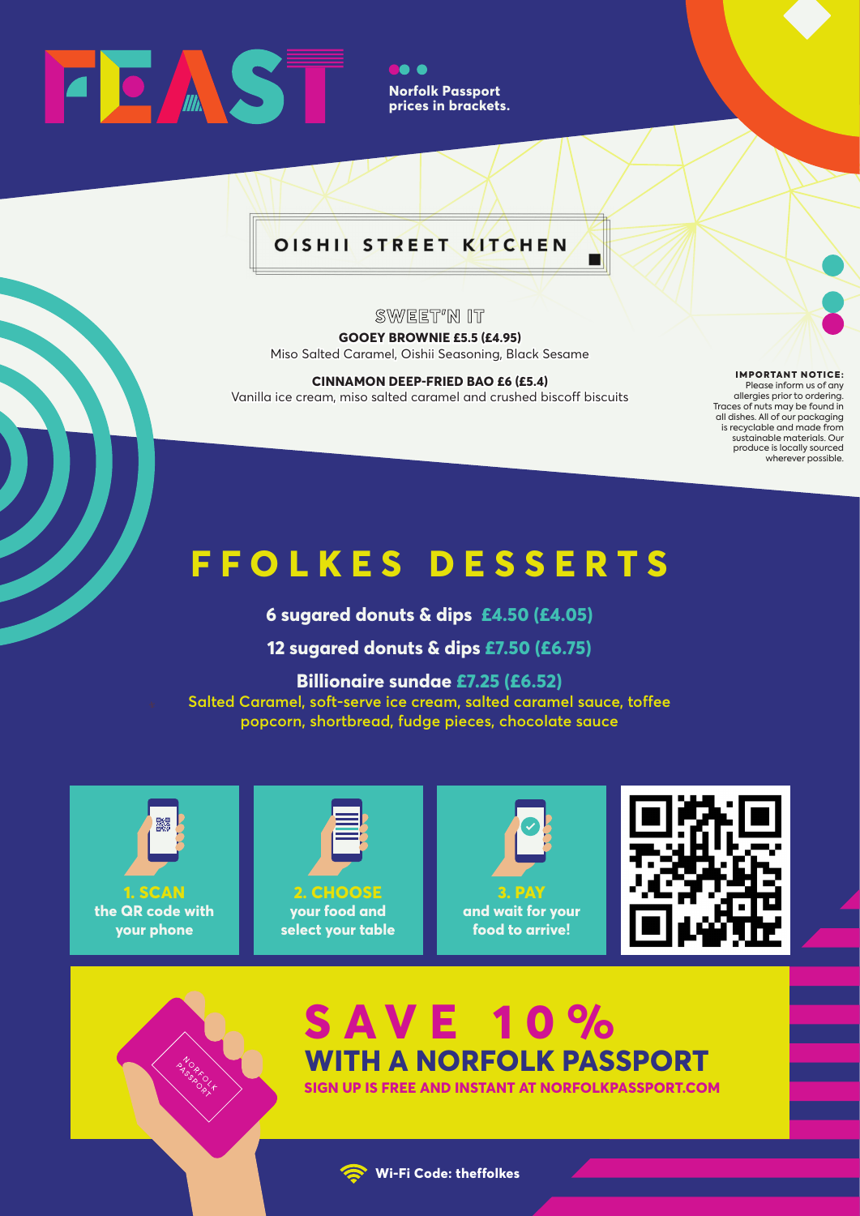# FEAST

**Norfolk Passport prices in brackets.**

## OISHII STREET KITCHEN

### SWEET'N IT

**GOOEY BROWNIE £5.5 (£4.95)**
Miso Salted Caramel, Oishii Seasoning, Black Sesame

**CINNAMON DEEP-FRIED BAO £6 (£5.4)**
Vanilla ice cream, miso salted caramel and crushed biscoff biscuits

**IMPORTANT NOTICE:**
Please inform us of any allergies prior to ordering. Traces of nuts may be found in all dishes. All of our packaging is recyclable and made from sustainable materials. Our produce is locally sourced wherever possible.

## FFOLKES DESSERTS

**6 sugared donuts & dips £4.50 (£4.05)**

**12 sugared donuts & dips £7.50 (£6.75)**

**Billionaire sundae £7.25 (£6.52)**
Salted Caramel, soft-serve ice cream, salted caramel sauce, toffee popcorn, shortbread, fudge pieces, chocolate sauce

**1. SCAN** the QR code with your phone

**2. CHOOSE** your food and select your table

**3. PAY** and wait for your food to arrive!

# SAVE 10%

## WITH A NORFOLK PASSPORT

SIGN UP IS FREE AND INSTANT AT NORFOLKPASSPORT.COM

NORFOLK PASSPORT

Wi-Fi Code: theffolkes